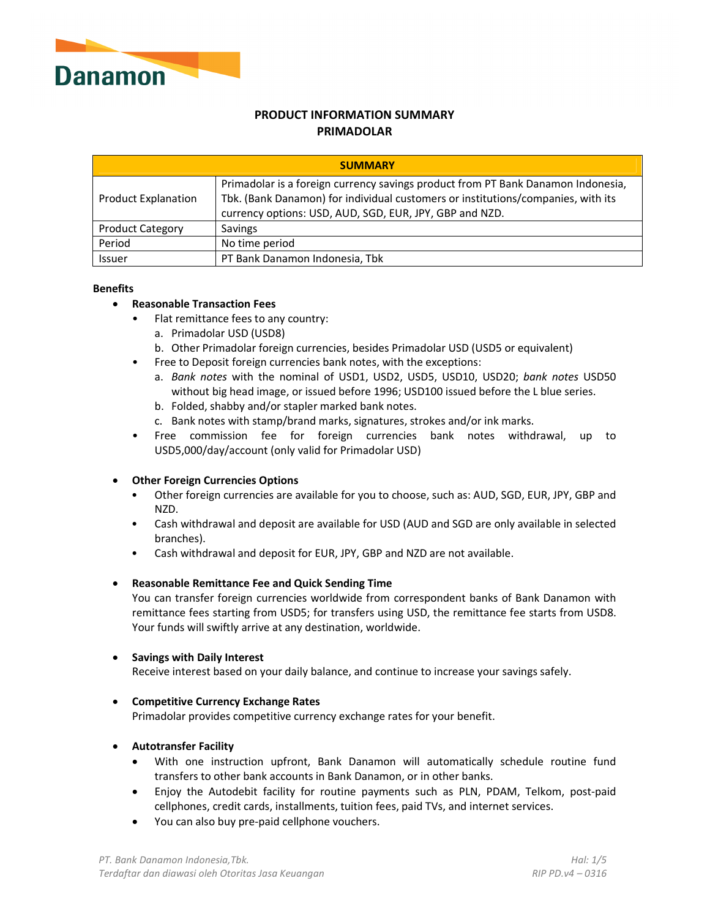# PRODUCT INFORMATION SUMMARY
## PRIMADOLAR

| SUMMARY | |
|---|---|
| Product Explanation | Primadolar is a foreign currency savings product from PT Bank Danamon Indonesia, Tbk. (Bank Danamon) for individual customers or institutions/companies, with its currency options: USD, AUD, SGD, EUR, JPY, GBP and NZD. |
| Product Category | Savings |
| Period | No time period |
| Issuer | PT Bank Danamon Indonesia, Tbk |

**Benefits**

- **Reasonable Transaction Fees**
  - Flat remittance fees to any country:
    a. Primadolar USD (USD8)
    b. Other Primadolar foreign currencies, besides Primadolar USD (USD5 or equivalent)
  - Free to Deposit foreign currencies bank notes, with the exceptions:
    a. *Bank notes* with the nominal of USD1, USD2, USD5, USD10, USD20; *bank notes* USD50 without big head image, or issued before 1996; USD100 issued before the L blue series.
    b. Folded, shabby and/or stapler marked bank notes.
    c. Bank notes with stamp/brand marks, signatures, strokes and/or ink marks.
  - Free commission fee for foreign currencies bank notes withdrawal, up to USD5,000/day/account (only valid for Primadolar USD)

- **Other Foreign Currencies Options**
  - Other foreign currencies are available for you to choose, such as: AUD, SGD, EUR, JPY, GBP and NZD.
  - Cash withdrawal and deposit are available for USD (AUD and SGD are only available in selected branches).
  - Cash withdrawal and deposit for EUR, JPY, GBP and NZD are not available.

- **Reasonable Remittance Fee and Quick Sending Time**
  You can transfer foreign currencies worldwide from correspondent banks of Bank Danamon with remittance fees starting from USD5; for transfers using USD, the remittance fee starts from USD8. Your funds will swiftly arrive at any destination, worldwide.

- **Savings with Daily Interest**
  Receive interest based on your daily balance, and continue to increase your savings safely.

- **Competitive Currency Exchange Rates**
  Primadolar provides competitive currency exchange rates for your benefit.

- **Autotransfer Facility**
  - With one instruction upfront, Bank Danamon will automatically schedule routine fund transfers to other bank accounts in Bank Danamon, or in other banks.
  - Enjoy the Autodebit facility for routine payments such as PLN, PDAM, Telkom, post-paid cellphones, credit cards, installments, tuition fees, paid TVs, and internet services.
  - You can also buy pre-paid cellphone vouchers.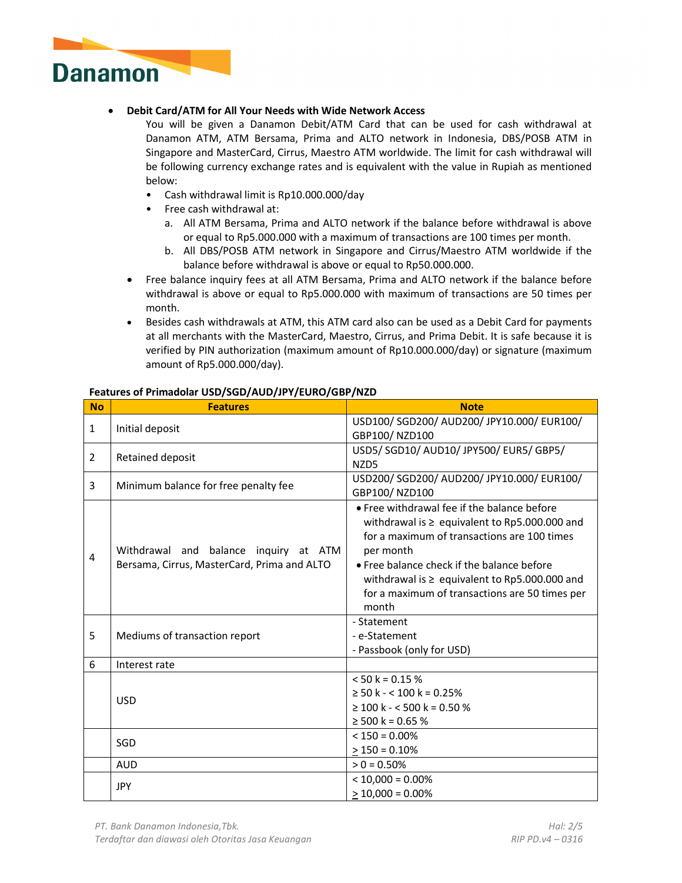- **Debit Card/ATM for All Your Needs with Wide Network Access**

  You will be given a Danamon Debit/ATM Card that can be used for cash withdrawal at Danamon ATM, ATM Bersama, Prima and ALTO network in Indonesia, DBS/POSB ATM in Singapore and MasterCard, Cirrus, Maestro ATM worldwide. The limit for cash withdrawal will be following currency exchange rates and is equivalent with the value in Rupiah as mentioned below:

  - Cash withdrawal limit is Rp10.000.000/day
  - Free cash withdrawal at:
    a. All ATM Bersama, Prima and ALTO network if the balance before withdrawal is above or equal to Rp5.000.000 with a maximum of transactions are 100 times per month.
    b. All DBS/POSB ATM network in Singapore and Cirrus/Maestro ATM worldwide if the balance before withdrawal is above or equal to Rp50.000.000.

- Free balance inquiry fees at all ATM Bersama, Prima and ALTO network if the balance before withdrawal is above or equal to Rp5.000.000 with maximum of transactions are 50 times per month.
- Besides cash withdrawals at ATM, this ATM card also can be used as a Debit Card for payments at all merchants with the MasterCard, Maestro, Cirrus, and Prima Debit. It is safe because it is verified by PIN authorization (maximum amount of Rp10.000.000/day) or signature (maximum amount of Rp5.000.000/day).

**Features of Primadolar USD/SGD/AUD/JPY/EURO/GBP/NZD**

| No | Features | Note |
|---|---|---|
| 1 | Initial deposit | USD100/ SGD200/ AUD200/ JPY10.000/ EUR100/ GBP100/ NZD100 |
| 2 | Retained deposit | USD5/ SGD10/ AUD10/ JPY500/ EUR5/ GBP5/ NZD5 |
| 3 | Minimum balance for free penalty fee | USD200/ SGD200/ AUD200/ JPY10.000/ EUR100/ GBP100/ NZD100 |
| 4 | Withdrawal and balance inquiry at ATM Bersama, Cirrus, MasterCard, Prima and ALTO | • Free withdrawal fee if the balance before withdrawal is ≥ equivalent to Rp5.000.000 and for a maximum of transactions are 100 times per month<br>• Free balance check if the balance before withdrawal is ≥ equivalent to Rp5.000.000 and for a maximum of transactions are 50 times per month |
| 5 | Mediums of transaction report | - Statement<br>- e-Statement<br>- Passbook (only for USD) |
| 6 | Interest rate | |
| | USD | < 50 k = 0.15 %<br>≥ 50 k - < 100 k = 0.25%<br>≥ 100 k - < 500 k = 0.50 %<br>≥ 500 k = 0.65 % |
| | SGD | < 150 = 0.00%<br>≥ 150 = 0.10% |
| | AUD | > 0 = 0.50% |
| | JPY | < 10,000 = 0.00%<br>≥ 10,000 = 0.00% |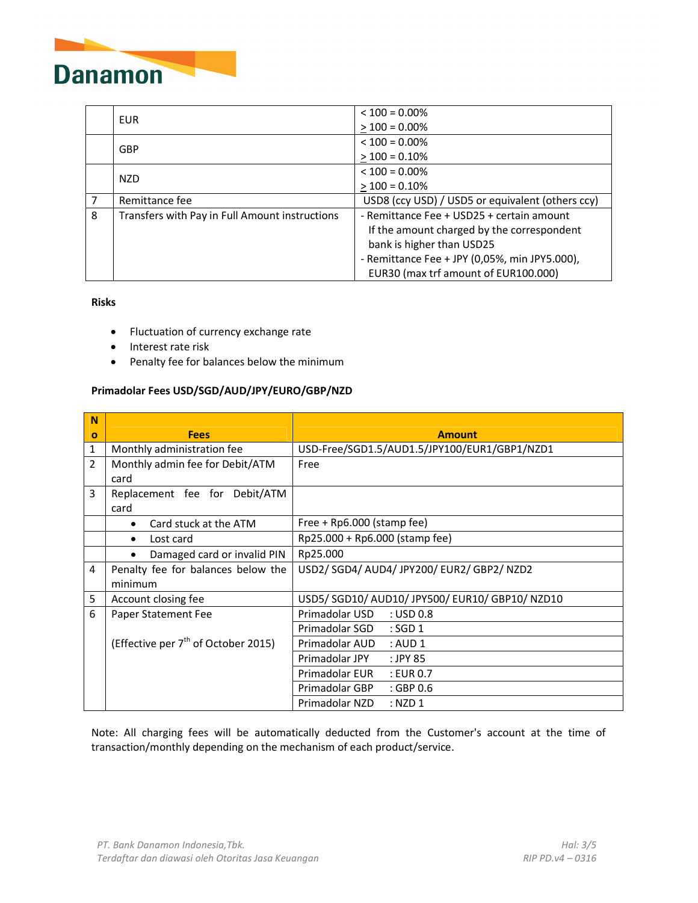|  |  |  |
|---|---|---|
|  | EUR | < 100 = 0.00%<br>≥ 100 = 0.00% |
|  | GBP | < 100 = 0.00%<br>≥ 100 = 0.10% |
|  | NZD | < 100 = 0.00%<br>≥ 100 = 0.10% |
| 7 | Remittance fee | USD8 (ccy USD) / USD5 or equivalent (others ccy) |
| 8 | Transfers with Pay in Full Amount instructions | - Remittance Fee + USD25 + certain amount If the amount charged by the correspondent bank is higher than USD25<br>- Remittance Fee + JPY (0,05%, min JPY5.000), EUR30 (max trf amount of EUR100.000) |

**Risks**

- Fluctuation of currency exchange rate
- Interest rate risk
- Penalty fee for balances below the minimum

**Primadolar Fees USD/SGD/AUD/JPY/EURO/GBP/NZD**

| No | Fees | Amount |
|---|---|---|
| 1 | Monthly administration fee | USD-Free/SGD1.5/AUD1.5/JPY100/EUR1/GBP1/NZD1 |
| 2 | Monthly admin fee for Debit/ATM card | Free |
| 3 | Replacement fee for Debit/ATM card |  |
|  | • Card stuck at the ATM | Free + Rp6.000 (stamp fee) |
|  | • Lost card | Rp25.000 + Rp6.000 (stamp fee) |
|  | • Damaged card or invalid PIN | Rp25.000 |
| 4 | Penalty fee for balances below the minimum | USD2/ SGD4/ AUD4/ JPY200/ EUR2/ GBP2/ NZD2 |
| 5 | Account closing fee | USD5/ SGD10/ AUD10/ JPY500/ EUR10/ GBP10/ NZD10 |
| 6 | Paper Statement Fee<br><br>(Effective per 7th of October 2015) | Primadolar USD : USD 0.8 |
|  |  | Primadolar SGD : SGD 1 |
|  |  | Primadolar AUD : AUD 1 |
|  |  | Primadolar JPY : JPY 85 |
|  |  | Primadolar EUR : EUR 0.7 |
|  |  | Primadolar GBP : GBP 0.6 |
|  |  | Primadolar NZD : NZD 1 |

Note: All charging fees will be automatically deducted from the Customer's account at the time of transaction/monthly depending on the mechanism of each product/service.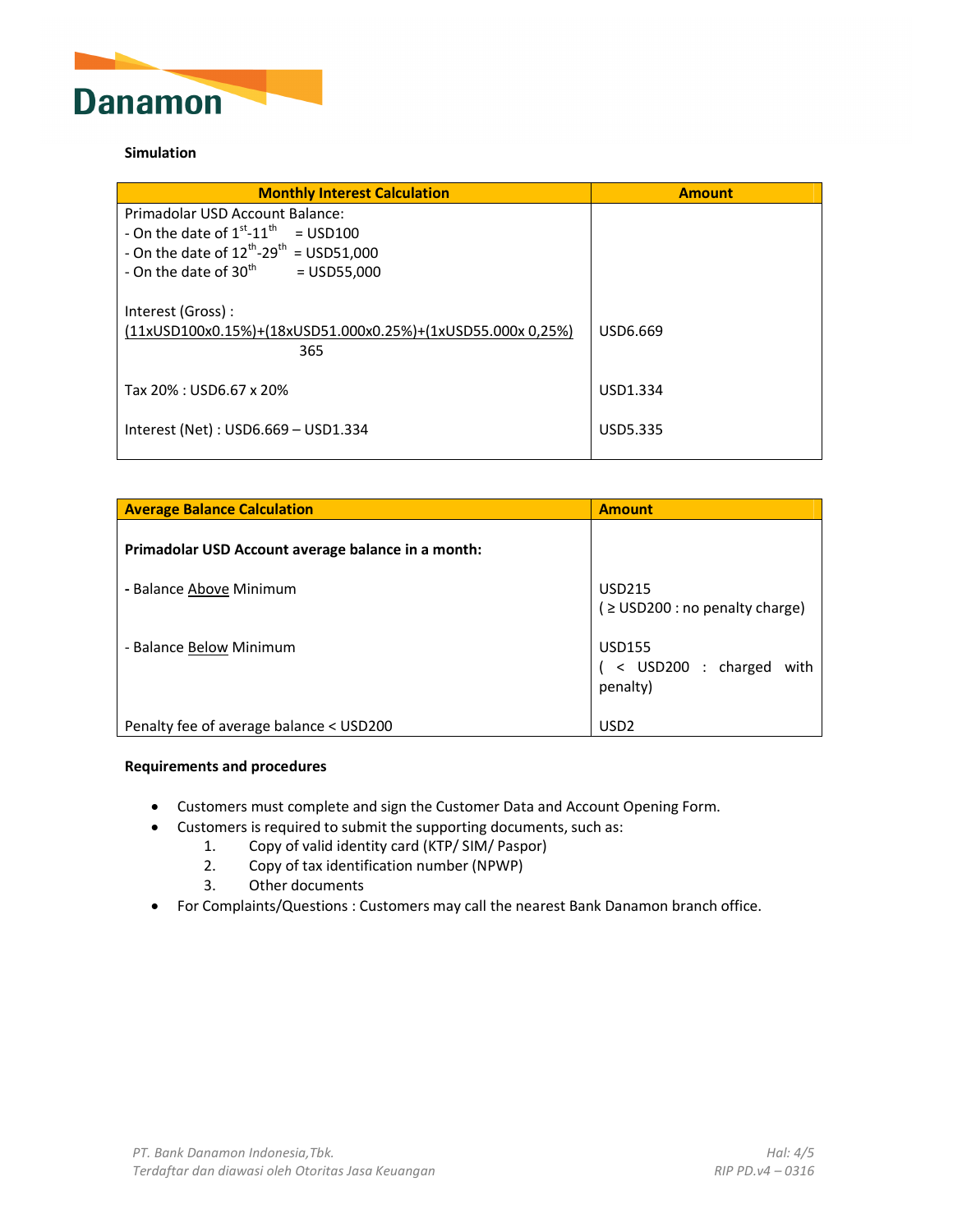**Simulation**

| Monthly Interest Calculation | Amount |
|---|---|
| Primadolar USD Account Balance:<br>- On the date of 1st-11th = USD100<br>- On the date of 12th-29th = USD51,000<br>- On the date of 30th = USD55,000 | |
| Interest (Gross) :<br>(11xUSD100x0.15%)+(18xUSD51.000x0.25%)+(1xUSD55.000x 0,25%)<br>365 | USD6.669 |
| Tax 20% : USD6.67 x 20% | USD1.334 |
| Interest (Net) : USD6.669 – USD1.334 | USD5.335 |

| Average Balance Calculation | Amount |
|---|---|
| **Primadolar USD Account average balance in a month:** | |
| - Balance Above Minimum | USD215<br>( ≥ USD200 : no penalty charge) |
| - Balance Below Minimum | USD155<br>( < USD200 : charged with penalty) |
| Penalty fee of average balance < USD200 | USD2 |

**Requirements and procedures**

- Customers must complete and sign the Customer Data and Account Opening Form.
- Customers is required to submit the supporting documents, such as:
  1. Copy of valid identity card (KTP/ SIM/ Paspor)
  2. Copy of tax identification number (NPWP)
  3. Other documents
- For Complaints/Questions : Customers may call the nearest Bank Danamon branch office.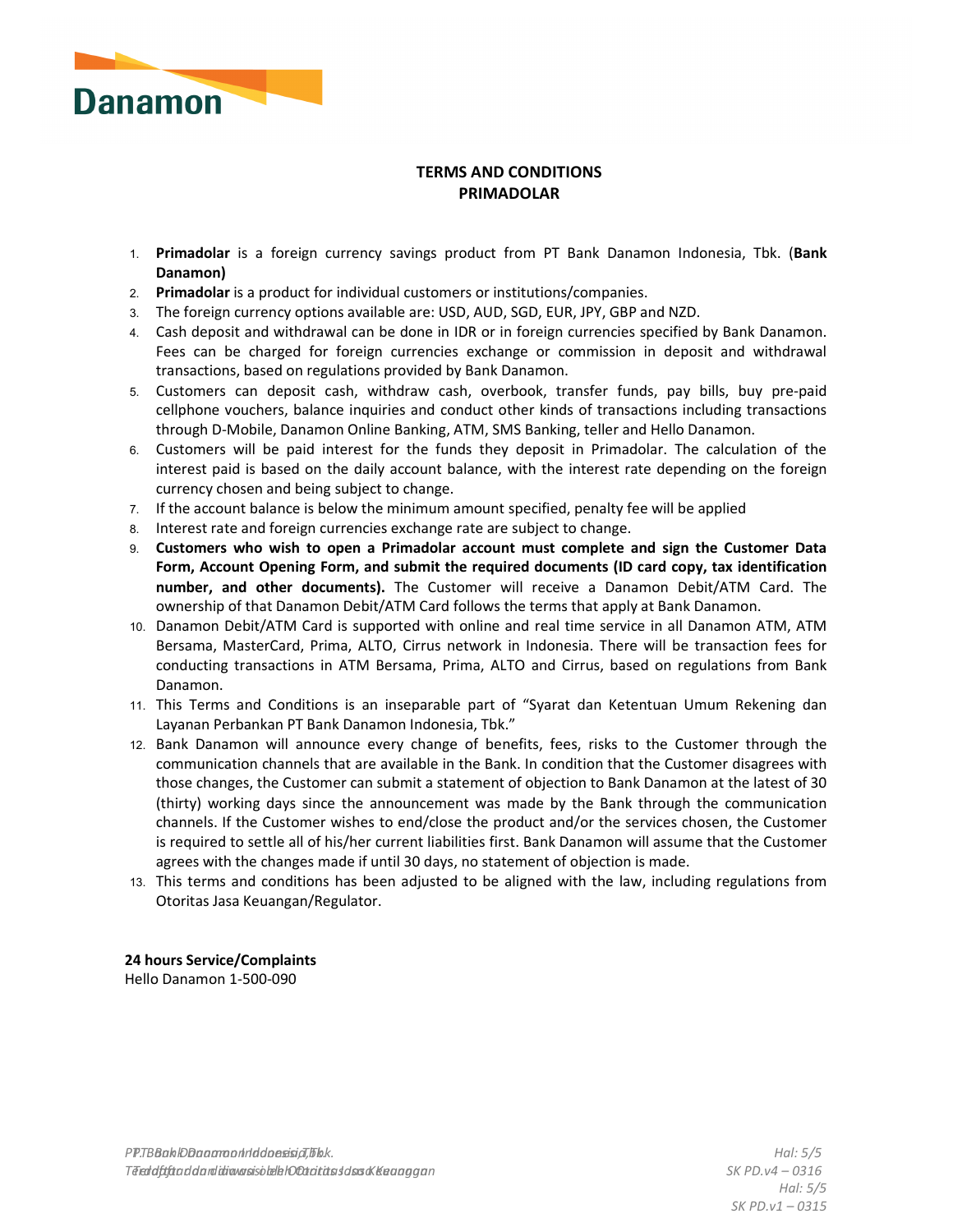**TERMS AND CONDITIONS**
**PRIMADOLAR**

1. **Primadolar** is a foreign currency savings product from PT Bank Danamon Indonesia, Tbk. (**Bank Danamon)**
2. **Primadolar** is a product for individual customers or institutions/companies.
3. The foreign currency options available are: USD, AUD, SGD, EUR, JPY, GBP and NZD.
4. Cash deposit and withdrawal can be done in IDR or in foreign currencies specified by Bank Danamon. Fees can be charged for foreign currencies exchange or commission in deposit and withdrawal transactions, based on regulations provided by Bank Danamon.
5. Customers can deposit cash, withdraw cash, overbook, transfer funds, pay bills, buy pre-paid cellphone vouchers, balance inquiries and conduct other kinds of transactions including transactions through D-Mobile, Danamon Online Banking, ATM, SMS Banking, teller and Hello Danamon.
6. Customers will be paid interest for the funds they deposit in Primadolar. The calculation of the interest paid is based on the daily account balance, with the interest rate depending on the foreign currency chosen and being subject to change.
7. If the account balance is below the minimum amount specified, penalty fee will be applied
8. Interest rate and foreign currencies exchange rate are subject to change.
9. **Customers who wish to open a Primadolar account must complete and sign the Customer Data Form, Account Opening Form, and submit the required documents (ID card copy, tax identification number, and other documents).** The Customer will receive a Danamon Debit/ATM Card. The ownership of that Danamon Debit/ATM Card follows the terms that apply at Bank Danamon.
10. Danamon Debit/ATM Card is supported with online and real time service in all Danamon ATM, ATM Bersama, MasterCard, Prima, ALTO, Cirrus network in Indonesia. There will be transaction fees for conducting transactions in ATM Bersama, Prima, ALTO and Cirrus, based on regulations from Bank Danamon.
11. This Terms and Conditions is an inseparable part of “Syarat dan Ketentuan Umum Rekening dan Layanan Perbankan PT Bank Danamon Indonesia, Tbk.”
12. Bank Danamon will announce every change of benefits, fees, risks to the Customer through the communication channels that are available in the Bank. In condition that the Customer disagrees with those changes, the Customer can submit a statement of objection to Bank Danamon at the latest of 30 (thirty) working days since the announcement was made by the Bank through the communication channels. If the Customer wishes to end/close the product and/or the services chosen, the Customer is required to settle all of his/her current liabilities first. Bank Danamon will assume that the Customer agrees with the changes made if until 30 days, no statement of objection is made.
13. This terms and conditions has been adjusted to be aligned with the law, including regulations from Otoritas Jasa Keuangan/Regulator.

**24 hours Service/Complaints**
Hello Danamon 1-500-090